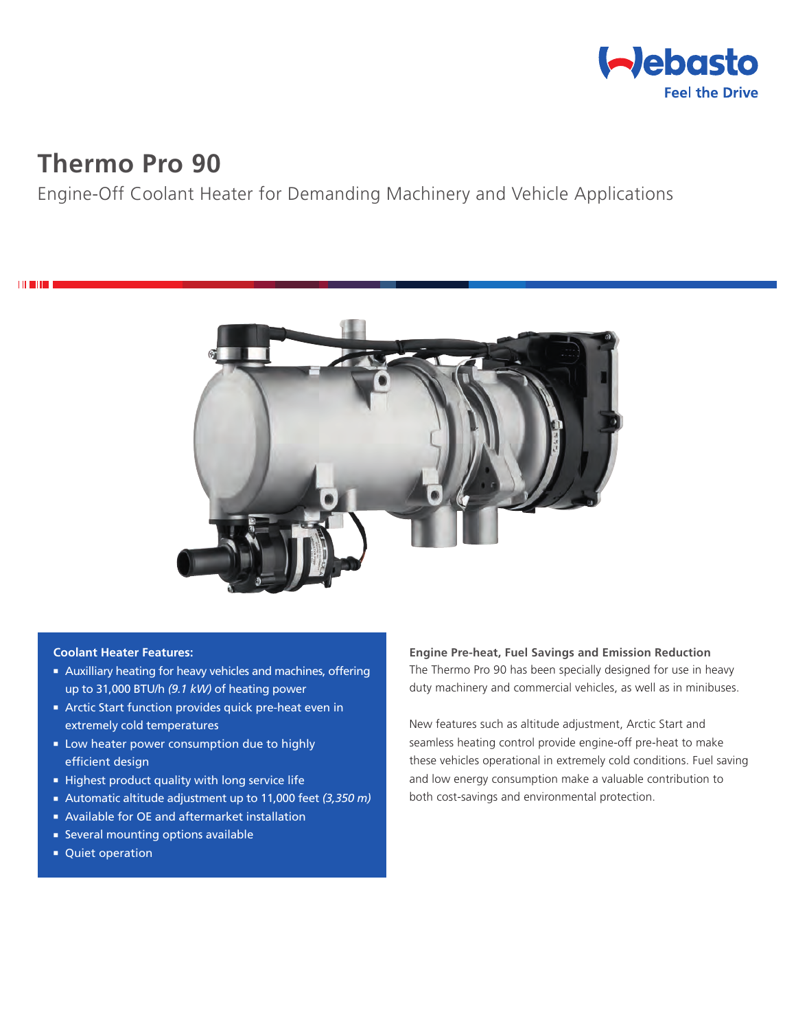# Thermo Pro 90

Engine-Off Coolant Heater for Demanding Machinery and Vehicle Applications

**Coolant Heater Features:**

- Auxilliary heating for heavy vehicles and machines, offering up to 31,000 BTU/h *(9.1 kW)* of heating power
- Arctic Start function provides quick pre-heat even in extremely cold temperatures
- Low heater power consumption due to highly efficient design
- Highest product quality with long service life
- Automatic altitude adjustment up to 11,000 feet *(3,350 m)*
- Available for OE and aftermarket installation
- Several mounting options available
- Quiet operation

**Engine Pre-heat, Fuel Savings and Emission Reduction**

The Thermo Pro 90 has been specially designed for use in heavy duty machinery and commercial vehicles, as well as in minibuses.

New features such as altitude adjustment, Arctic Start and seamless heating control provide engine-off pre-heat to make these vehicles operational in extremely cold conditions. Fuel saving and low energy consumption make a valuable contribution to both cost-savings and environmental protection.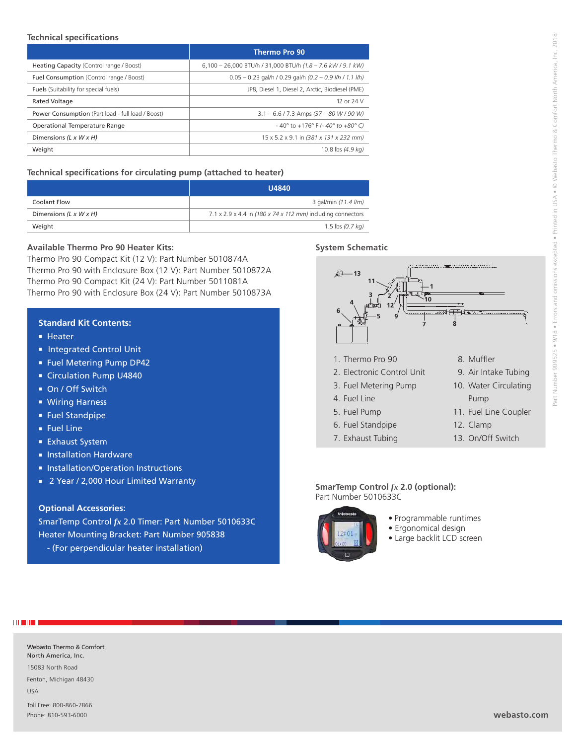## Technical specifications

| | Thermo Pro 90 |
|---|---|
| Heating Capacity (Control range / Boost) | 6,100 – 26,000 BTU/h / 31,000 BTU/h *(1.8 – 7.6 kW / 9.1 kW)* |
| Fuel Consumption (Control range / Boost) | 0.05 – 0.23 gal/h / 0.29 gal/h *(0.2 – 0.9 l/h / 1.1 l/h)* |
| Fuels (Suitability for special fuels) | JP8, Diesel 1, Diesel 2, Arctic, Biodiesel (PME) |
| Rated Voltage | 12 or 24 V |
| Power Consumption (Part load - full load / Boost) | 3.1 – 6.6 / 7.3 Amps *(37 – 80 W / 90 W)* |
| Operational Temperature Range | - 40° to +176° F *(- 40° to +80° C)* |
| Dimensions *(L x W x H)* | 15 x 5.2 x 9.1 in *(381 x 131 x 232 mm)* |
| Weight | 10.8 lbs *(4.9 kg)* |

## Technical specifications for circulating pump (attached to heater)

| | U4840 |
|---|---|
| Coolant Flow | 3 gal/min *(11.4 l/m)* |
| Dimensions *(L x W x H)* | 7.1 x 2.9 x 4.4 in *(180 x 74 x 112 mm)* including connectors |
| Weight | 1.5 lbs *(0.7 kg)* |

### Available Thermo Pro 90 Heater Kits:

Thermo Pro 90 Compact Kit (12 V): Part Number 5010874A
Thermo Pro 90 with Enclosure Box (12 V): Part Number 5010872A
Thermo Pro 90 Compact Kit (24 V): Part Number 5011081A
Thermo Pro 90 with Enclosure Box (24 V): Part Number 5010873A

### Standard Kit Contents:

- Heater
- Integrated Control Unit
- Fuel Metering Pump DP42
- Circulation Pump U4840
- On / Off Switch
- Wiring Harness
- Fuel Standpipe
- Fuel Line
- Exhaust System
- Installation Hardware
- Installation/Operation Instructions
- 2 Year / 2,000 Hour Limited Warranty

### Optional Accessories:

SmarTemp Control *fx* 2.0 Timer: Part Number 5010633C
Heater Mounting Bracket: Part Number 905838
- (For perpendicular heater installation)

### System Schematic

1. Thermo Pro 90
2. Electronic Control Unit
3. Fuel Metering Pump
4. Fuel Line
5. Fuel Pump
6. Fuel Standpipe
7. Exhaust Tubing
8. Muffler
9. Air Intake Tubing
10. Water Circulating Pump
11. Fuel Line Coupler
12. Clamp
13. On/Off Switch

### SmarTemp Control *fx* 2.0 (optional):

Part Number 5010633C

- Programmable runtimes
- Ergonomical design
- Large backlit LCD screen

Part Number 909525 • 9/18 • Errors and omissions excepted • Printed in USA • © Webasto Thermo & Comfort North America, Inc. 2018

Webasto Thermo & Comfort
North America, Inc.
15083 North Road
Fenton, Michigan 48430
USA
Toll Free: 800-860-7866
Phone: 810-593-6000

webasto.com